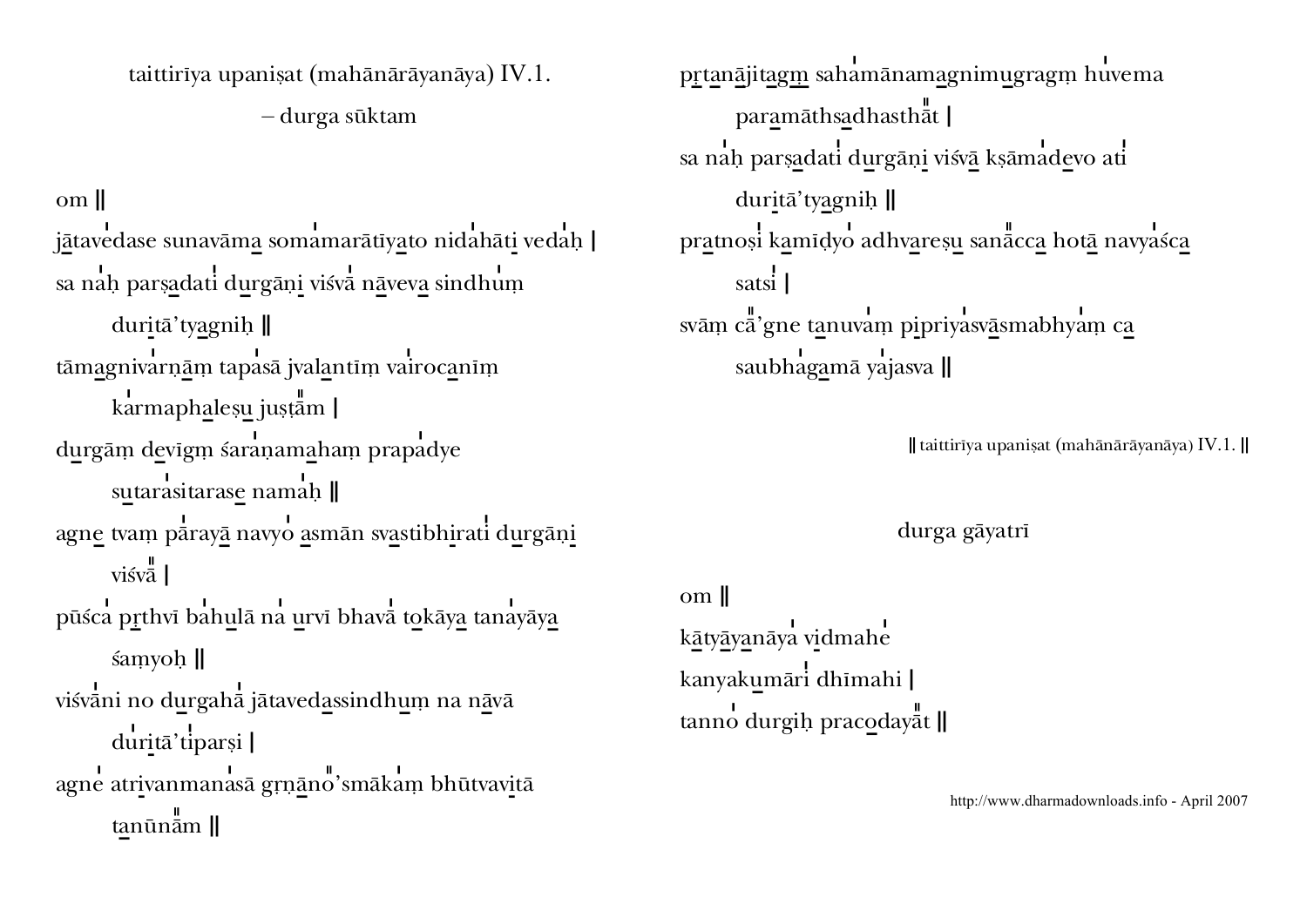# taittirīya upaniṣat (mahānārāyanāya) IV.1.

## – durga sūktam

om ‖

jātavedase sunavāma somamarātīyato nidahāti vedaḥ |

sa naḥ parṣadati durgāṇi viśvā nāveva sindhuṃ
duritā'tyagniḥ ‖

tāmagnivarṇāṃ tapasā jvalantīṃ vairocanīṃ
karmaphaleṣu juṣṭām |

durgāṃ devīgṃ śaraṇamahaṃ prapadye
sutarasitarase namaḥ ‖

agne tvaṃ pārayā navyo asmān svastibhirati durgāṇi
viśvā |

pūśca pṛthvī bahulā na urvī bhavā tokāya tanayāya
śaṃyoḥ ‖

viśvāni no durgahā jātavedassindhuṃ na nāvā
duritā'tiparṣi |

agne atrivanmanasā gṛṇāno'smākaṃ bhūtvavitā
tanūnām ‖

pṛtanājitagṃ sahamānamagnimugragṃ huvema
paramāthsadhasthāt |

sa naḥ parṣadati durgāṇi viśvā kṣāmadevo ati
duritā'tyagniḥ ‖

pratnoṣi kamīḍyo adhvareṣu sanācca hotā navyaśca
satsi |

svāṃ cā'gne tanuvaṃ piprīyasvāsmabhyaṃ ca
saubhagamā yajasva ‖

‖ taittirīya upaniṣat (mahānārāyanāya) IV.1. ‖

## durga gāyatrī

om ‖

kātyāyanāya vidmahe

kanyakumāri dhīmahi |

tanno durgiḥ pracodayāt ‖

http://www.dharmadownloads.info - April 2007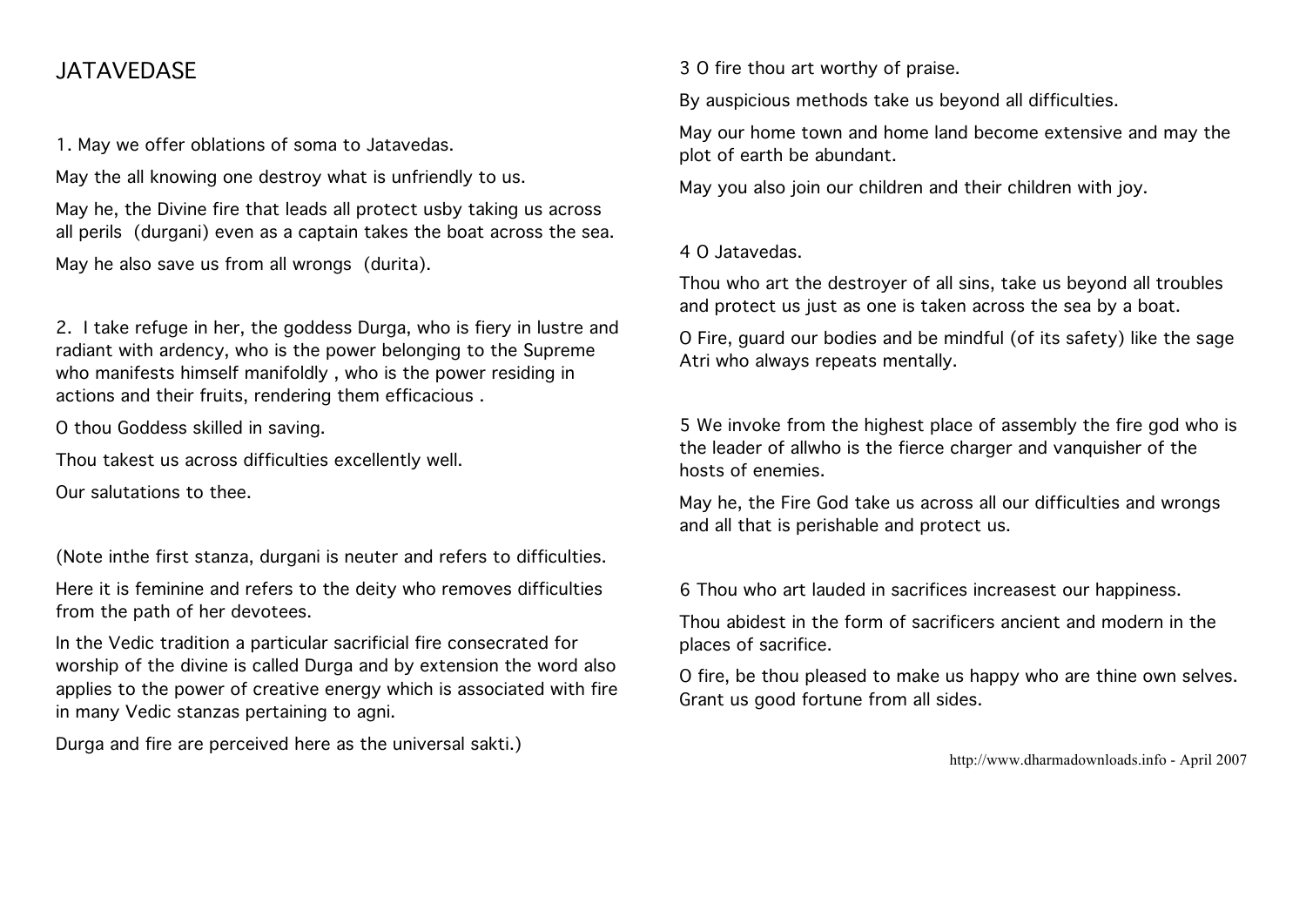# JATAVEDASE

1. May we offer oblations of soma to Jatavedas.

May the all knowing one destroy what is unfriendly to us.

May he, the Divine fire that leads all protect usby taking us across all perils (durgani) even as a captain takes the boat across the sea.

May he also save us from all wrongs (durita).

2. I take refuge in her, the goddess Durga, who is fiery in lustre and radiant with ardency, who is the power belonging to the Supreme who manifests himself manifoldly , who is the power residing in actions and their fruits, rendering them efficacious .

O thou Goddess skilled in saving.

Thou takest us across difficulties excellently well.

Our salutations to thee.

(Note inthe first stanza, durgani is neuter and refers to difficulties.

Here it is feminine and refers to the deity who removes difficulties from the path of her devotees.

In the Vedic tradition a particular sacrificial fire consecrated for worship of the divine is called Durga and by extension the word also applies to the power of creative energy which is associated with fire in many Vedic stanzas pertaining to agni.

Durga and fire are perceived here as the universal sakti.)

3 O fire thou art worthy of praise.

By auspicious methods take us beyond all difficulties.

May our home town and home land become extensive and may the plot of earth be abundant.

May you also join our children and their children with joy.

4 O Jatavedas.

Thou who art the destroyer of all sins, take us beyond all troubles and protect us just as one is taken across the sea by a boat.

O Fire, guard our bodies and be mindful (of its safety) like the sage Atri who always repeats mentally.

5 We invoke from the highest place of assembly the fire god who is the leader of allwho is the fierce charger and vanquisher of the hosts of enemies.

May he, the Fire God take us across all our difficulties and wrongs and all that is perishable and protect us.

6 Thou who art lauded in sacrifices increasest our happiness.

Thou abidest in the form of sacrificers ancient and modern in the places of sacrifice.

O fire, be thou pleased to make us happy who are thine own selves. Grant us good fortune from all sides.

http://www.dharmadownloads.info - April 2007